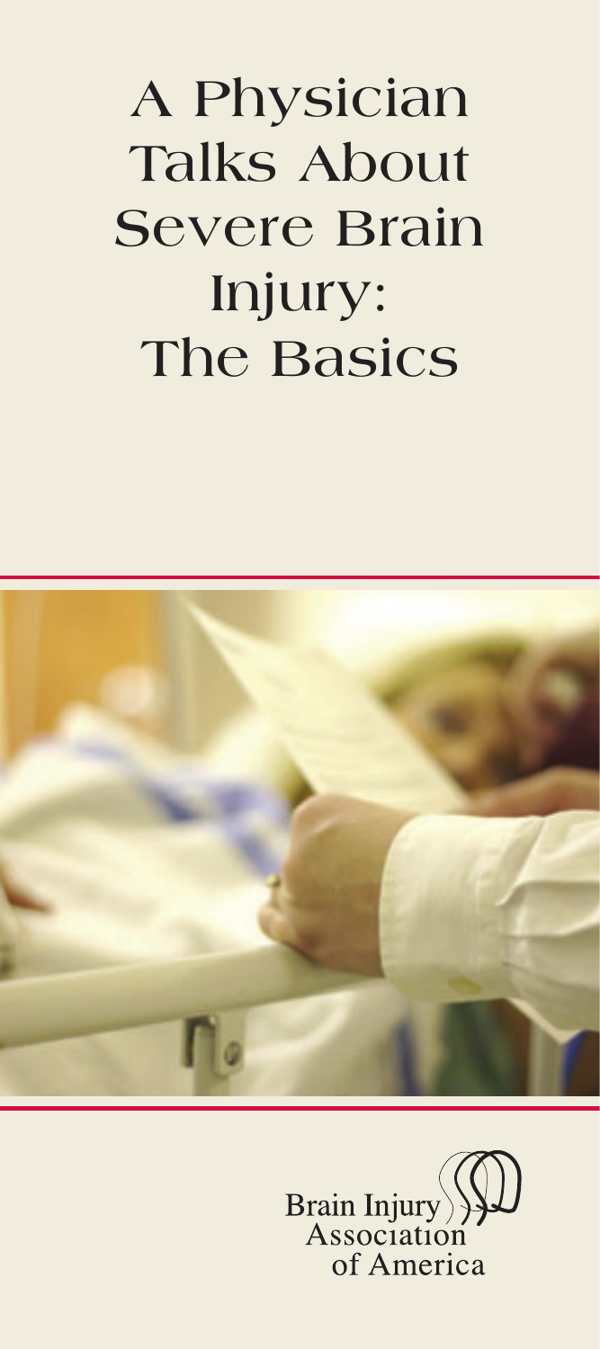# A Physician Talks About Severe Brain Injury: The Basics

Brain Injury Association of America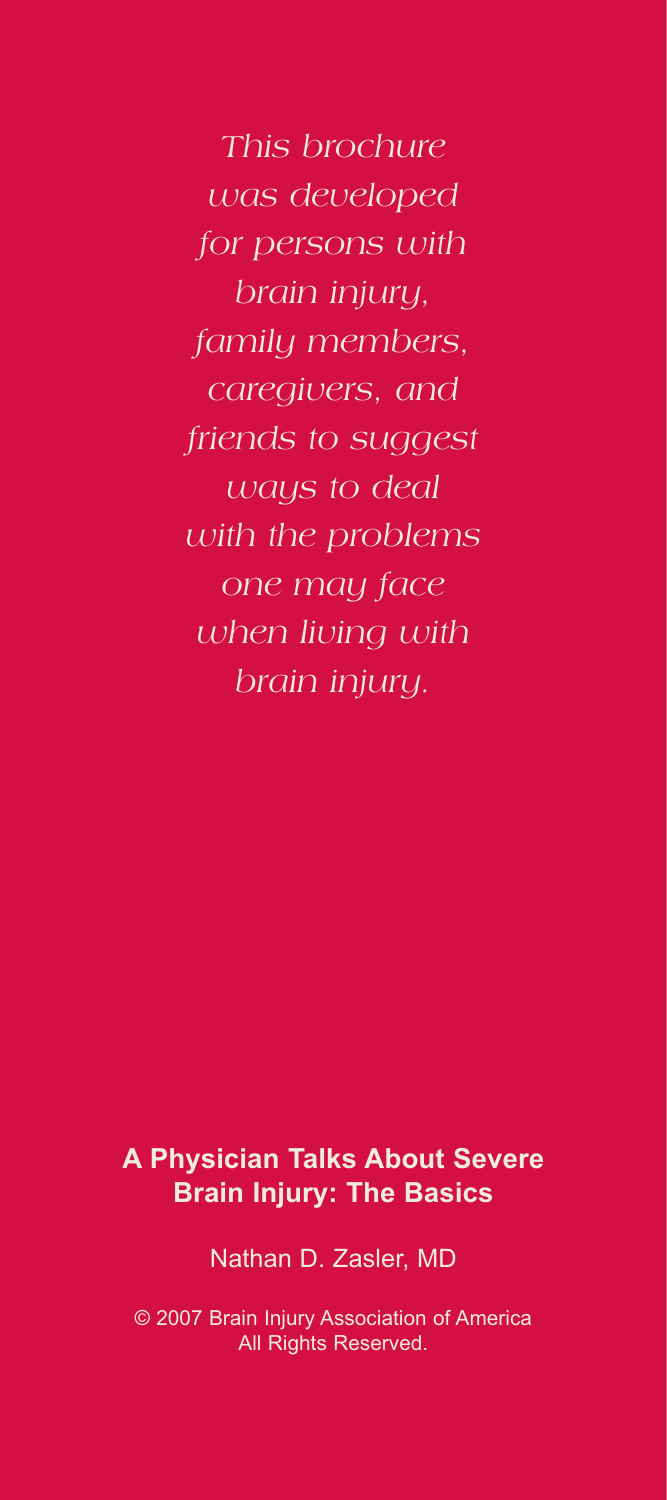*This brochure was developed for persons with brain injury, family members, caregivers, and friends to suggest ways to deal with the problems one may face when living with brain injury.*

**A Physician Talks About Severe Brain Injury: The Basics**

Nathan D. Zasler, MD

© 2007 Brain Injury Association of America
All Rights Reserved.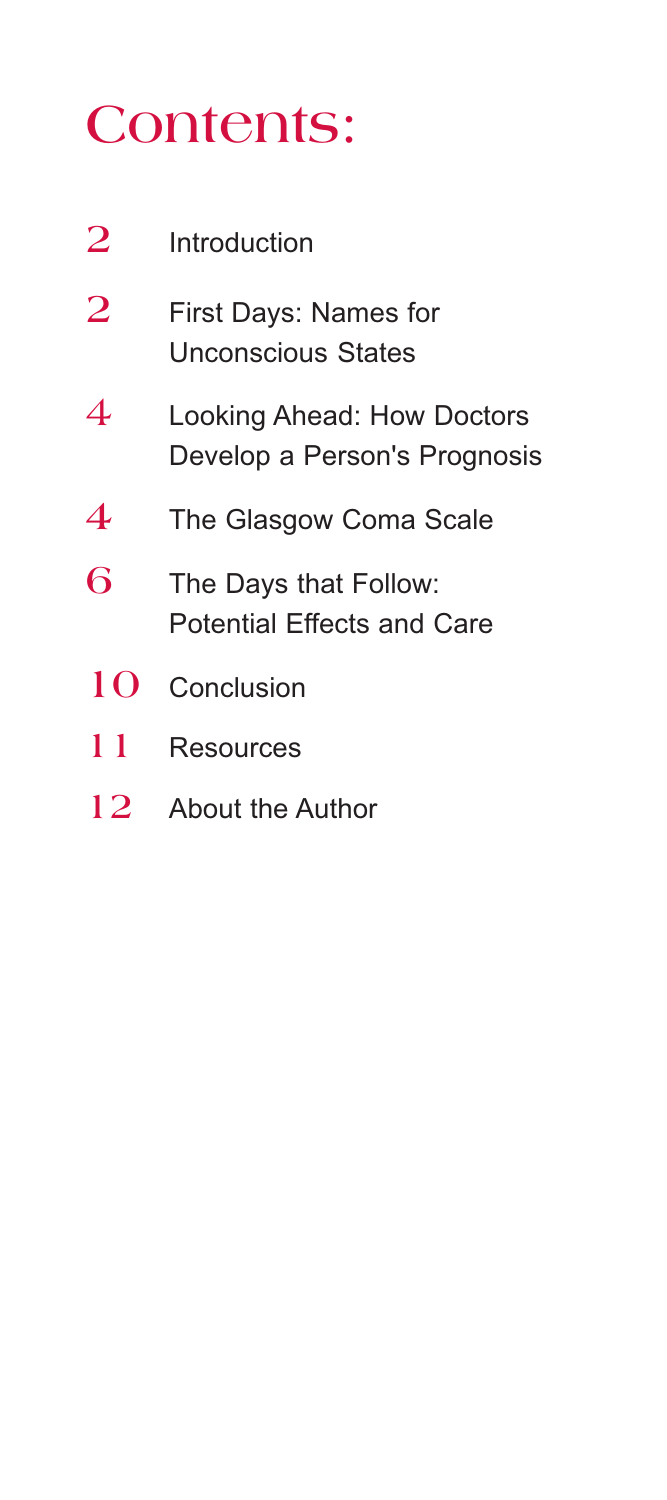# Contents:

| | |
|---|---|
| 2 | Introduction |
| 2 | First Days: Names for Unconscious States |
| 4 | Looking Ahead: How Doctors Develop a Person's Prognosis |
| 4 | The Glasgow Coma Scale |
| 6 | The Days that Follow: Potential Effects and Care |
| 10 | Conclusion |
| 11 | Resources |
| 12 | About the Author |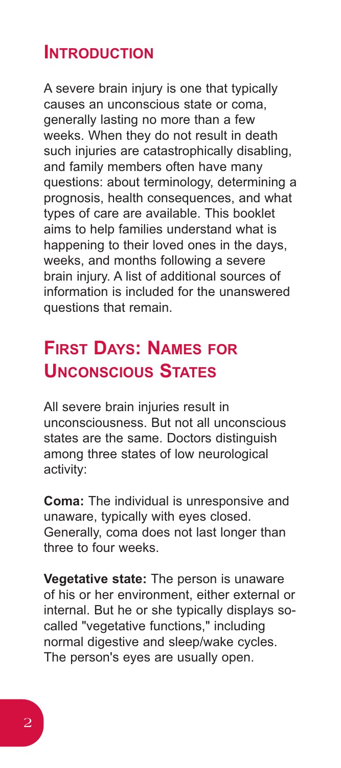## Introduction

A severe brain injury is one that typically causes an unconscious state or coma, generally lasting no more than a few weeks. When they do not result in death such injuries are catastrophically disabling, and family members often have many questions: about terminology, determining a prognosis, health consequences, and what types of care are available. This booklet aims to help families understand what is happening to their loved ones in the days, weeks, and months following a severe brain injury. A list of additional sources of information is included for the unanswered questions that remain.

## First Days: Names for Unconscious States

All severe brain injuries result in unconsciousness. But not all unconscious states are the same. Doctors distinguish among three states of low neurological activity:

**Coma:** The individual is unresponsive and unaware, typically with eyes closed. Generally, coma does not last longer than three to four weeks.

**Vegetative state:** The person is unaware of his or her environment, either external or internal. But he or she typically displays so-called "vegetative functions," including normal digestive and sleep/wake cycles. The person's eyes are usually open.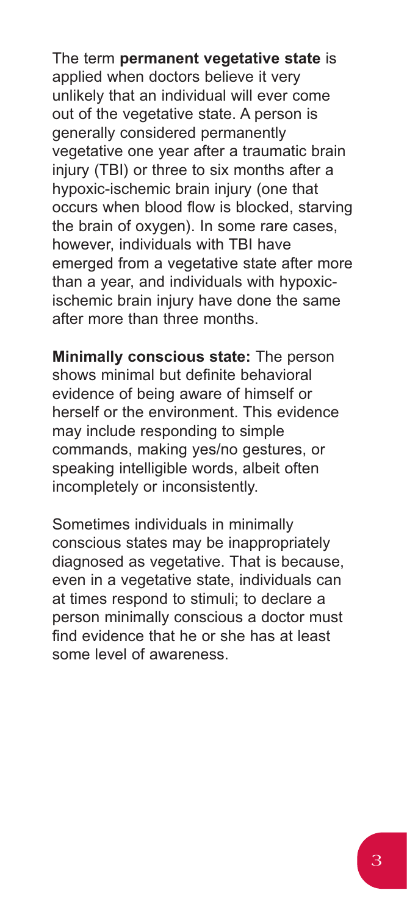The term **permanent vegetative state** is applied when doctors believe it very unlikely that an individual will ever come out of the vegetative state. A person is generally considered permanently vegetative one year after a traumatic brain injury (TBI) or three to six months after a hypoxic-ischemic brain injury (one that occurs when blood flow is blocked, starving the brain of oxygen). In some rare cases, however, individuals with TBI have emerged from a vegetative state after more than a year, and individuals with hypoxic-ischemic brain injury have done the same after more than three months.

**Minimally conscious state:** The person shows minimal but definite behavioral evidence of being aware of himself or herself or the environment. This evidence may include responding to simple commands, making yes/no gestures, or speaking intelligible words, albeit often incompletely or inconsistently.

Sometimes individuals in minimally conscious states may be inappropriately diagnosed as vegetative. That is because, even in a vegetative state, individuals can at times respond to stimuli; to declare a person minimally conscious a doctor must find evidence that he or she has at least some level of awareness.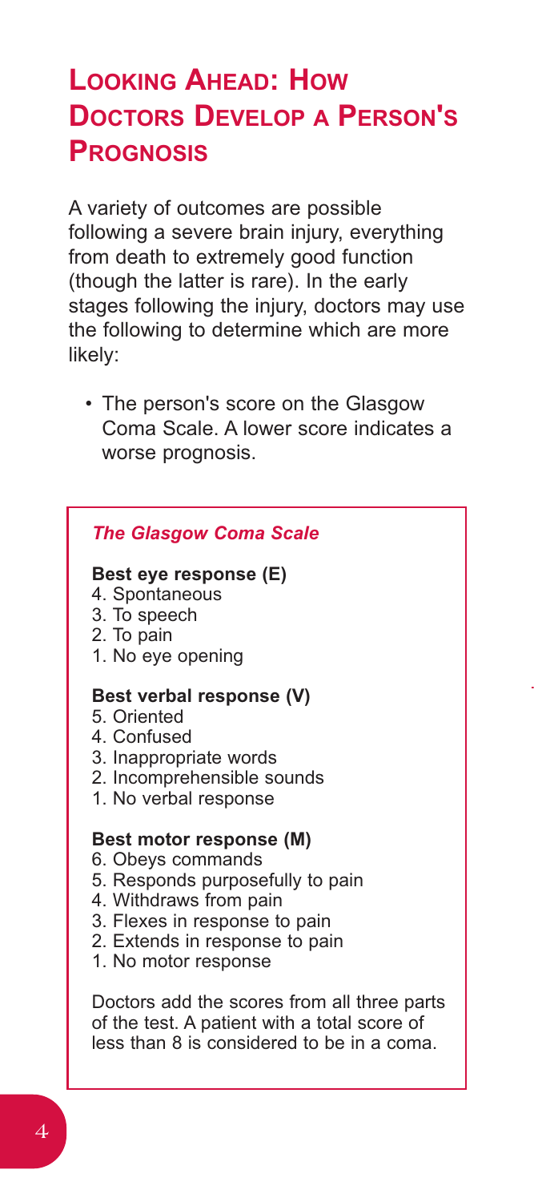# Looking Ahead: How Doctors Develop a Person's Prognosis

A variety of outcomes are possible following a severe brain injury, everything from death to extremely good function (though the latter is rare). In the early stages following the injury, doctors may use the following to determine which are more likely:

- The person's score on the Glasgow Coma Scale. A lower score indicates a worse prognosis.

### *The Glasgow Coma Scale*

**Best eye response (E)**

4. Spontaneous
3. To speech
2. To pain
1. No eye opening

**Best verbal response (V)**

5. Oriented
4. Confused
3. Inappropriate words
2. Incomprehensible sounds
1. No verbal response

**Best motor response (M)**

6. Obeys commands
5. Responds purposefully to pain
4. Withdraws from pain
3. Flexes in response to pain
2. Extends in response to pain
1. No motor response

Doctors add the scores from all three parts of the test. A patient with a total score of less than 8 is considered to be in a coma.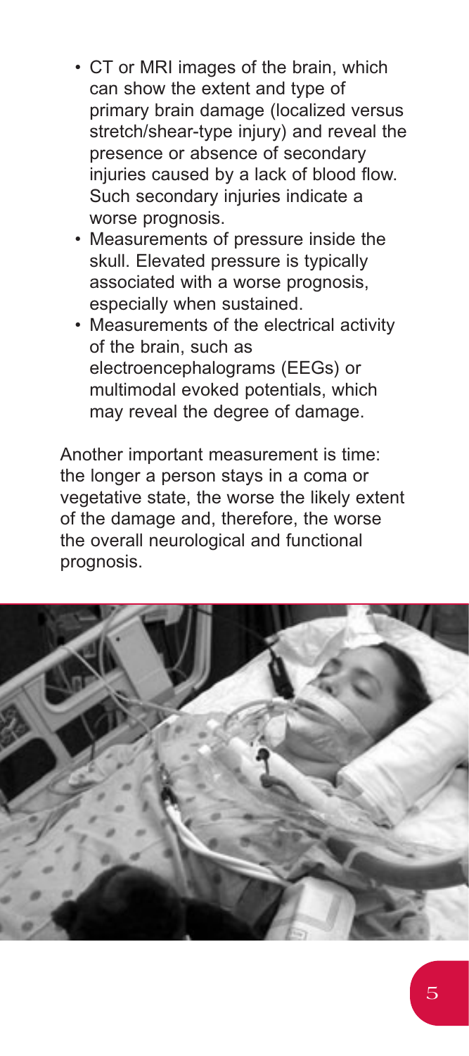- CT or MRI images of the brain, which can show the extent and type of primary brain damage (localized versus stretch/shear-type injury) and reveal the presence or absence of secondary injuries caused by a lack of blood flow. Such secondary injuries indicate a worse prognosis.
- Measurements of pressure inside the skull. Elevated pressure is typically associated with a worse prognosis, especially when sustained.
- Measurements of the electrical activity of the brain, such as electroencephalograms (EEGs) or multimodal evoked potentials, which may reveal the degree of damage.

Another important measurement is time: the longer a person stays in a coma or vegetative state, the worse the likely extent of the damage and, therefore, the worse the overall neurological and functional prognosis.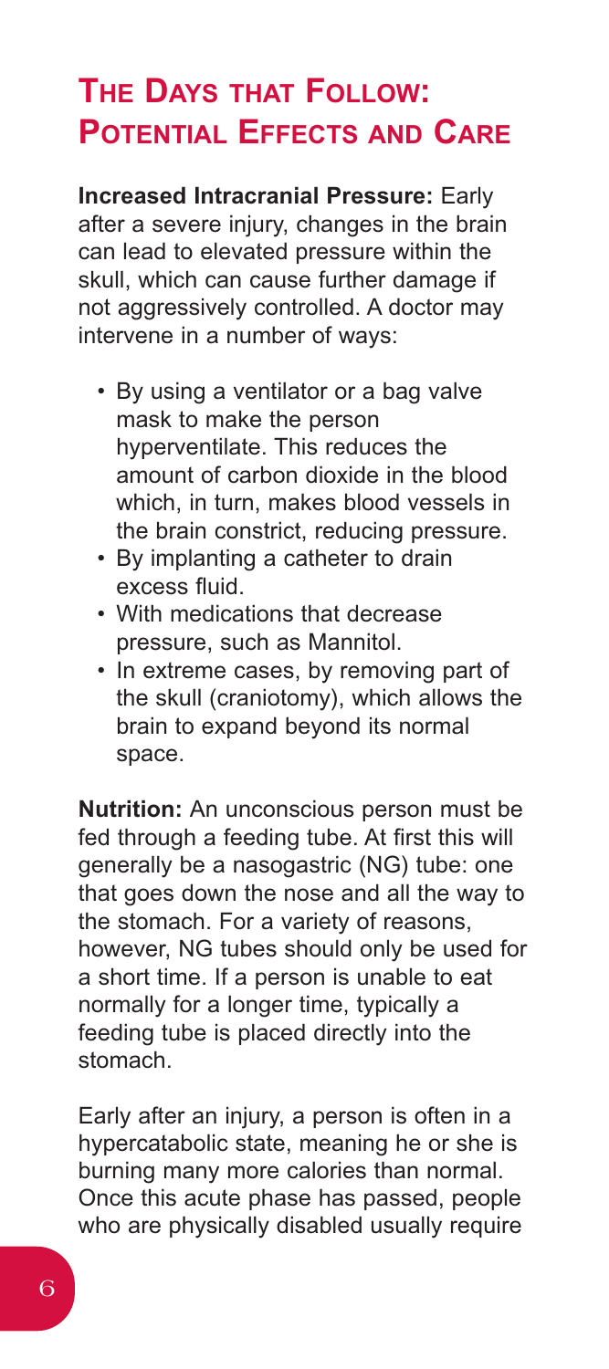## The Days that Follow: Potential Effects and Care

**Increased Intracranial Pressure:** Early after a severe injury, changes in the brain can lead to elevated pressure within the skull, which can cause further damage if not aggressively controlled. A doctor may intervene in a number of ways:

- By using a ventilator or a bag valve mask to make the person hyperventilate. This reduces the amount of carbon dioxide in the blood which, in turn, makes blood vessels in the brain constrict, reducing pressure.
- By implanting a catheter to drain excess fluid.
- With medications that decrease pressure, such as Mannitol.
- In extreme cases, by removing part of the skull (craniotomy), which allows the brain to expand beyond its normal space.

**Nutrition:** An unconscious person must be fed through a feeding tube. At first this will generally be a nasogastric (NG) tube: one that goes down the nose and all the way to the stomach. For a variety of reasons, however, NG tubes should only be used for a short time. If a person is unable to eat normally for a longer time, typically a feeding tube is placed directly into the stomach.

Early after an injury, a person is often in a hypercatabolic state, meaning he or she is burning many more calories than normal. Once this acute phase has passed, people who are physically disabled usually require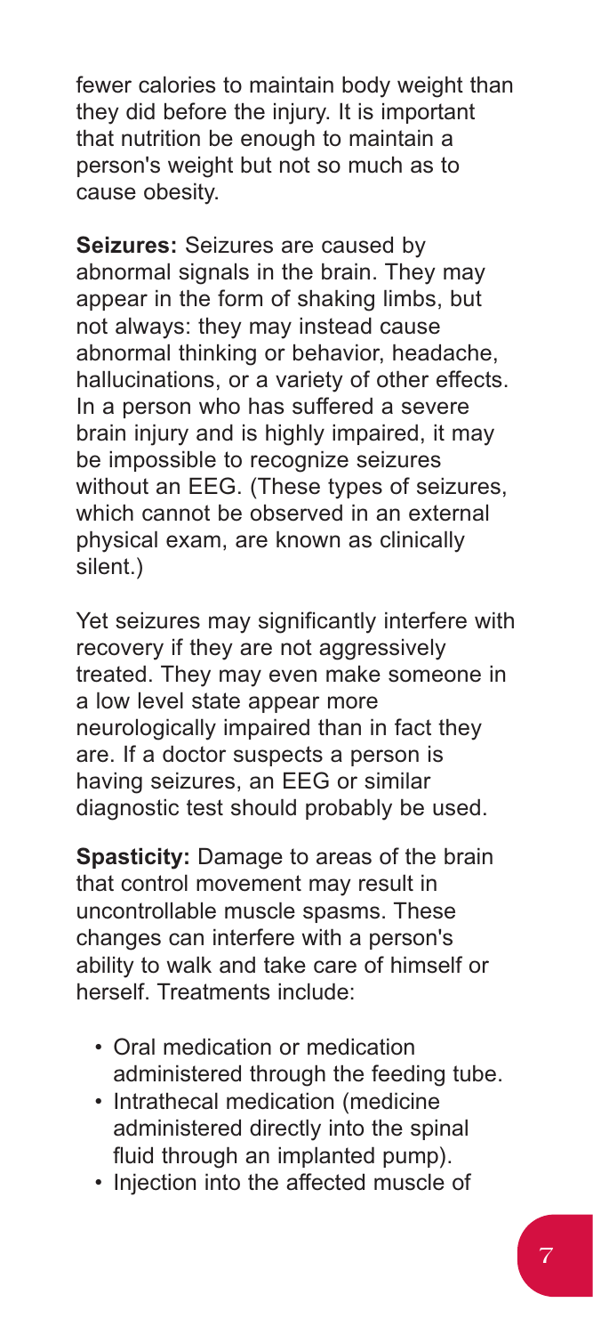fewer calories to maintain body weight than they did before the injury. It is important that nutrition be enough to maintain a person's weight but not so much as to cause obesity.

**Seizures:** Seizures are caused by abnormal signals in the brain. They may appear in the form of shaking limbs, but not always: they may instead cause abnormal thinking or behavior, headache, hallucinations, or a variety of other effects. In a person who has suffered a severe brain injury and is highly impaired, it may be impossible to recognize seizures without an EEG. (These types of seizures, which cannot be observed in an external physical exam, are known as clinically silent.)

Yet seizures may significantly interfere with recovery if they are not aggressively treated. They may even make someone in a low level state appear more neurologically impaired than in fact they are. If a doctor suspects a person is having seizures, an EEG or similar diagnostic test should probably be used.

**Spasticity:** Damage to areas of the brain that control movement may result in uncontrollable muscle spasms. These changes can interfere with a person's ability to walk and take care of himself or herself. Treatments include:

- Oral medication or medication administered through the feeding tube.
- Intrathecal medication (medicine administered directly into the spinal fluid through an implanted pump).
- Injection into the affected muscle of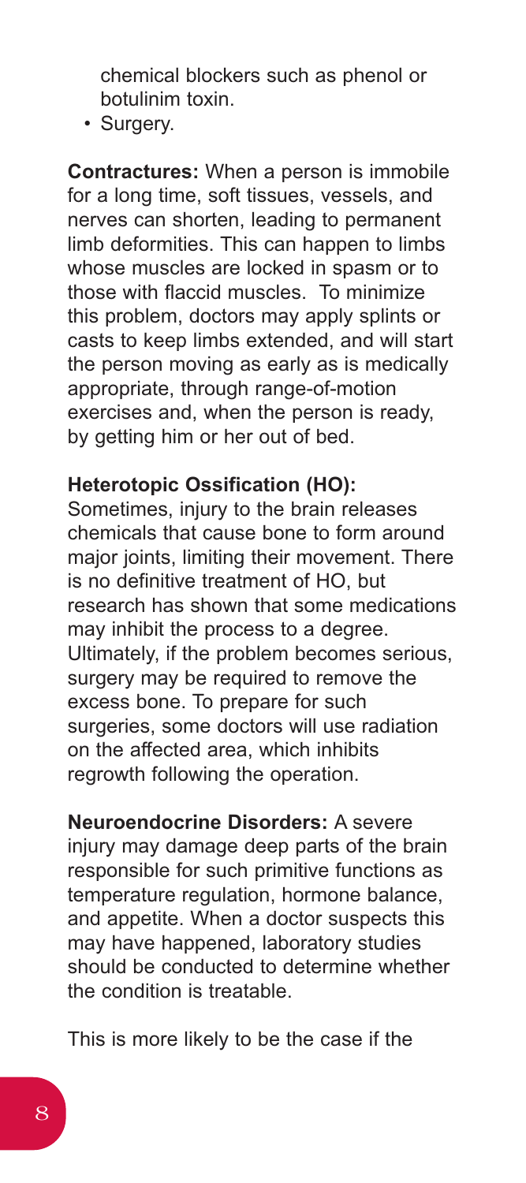chemical blockers such as phenol or botulinim toxin.

- Surgery.

**Contractures:** When a person is immobile for a long time, soft tissues, vessels, and nerves can shorten, leading to permanent limb deformities. This can happen to limbs whose muscles are locked in spasm or to those with flaccid muscles. To minimize this problem, doctors may apply splints or casts to keep limbs extended, and will start the person moving as early as is medically appropriate, through range-of-motion exercises and, when the person is ready, by getting him or her out of bed.

**Heterotopic Ossification (HO):** Sometimes, injury to the brain releases chemicals that cause bone to form around major joints, limiting their movement. There is no definitive treatment of HO, but research has shown that some medications may inhibit the process to a degree. Ultimately, if the problem becomes serious, surgery may be required to remove the excess bone. To prepare for such surgeries, some doctors will use radiation on the affected area, which inhibits regrowth following the operation.

**Neuroendocrine Disorders:** A severe injury may damage deep parts of the brain responsible for such primitive functions as temperature regulation, hormone balance, and appetite. When a doctor suspects this may have happened, laboratory studies should be conducted to determine whether the condition is treatable.

This is more likely to be the case if the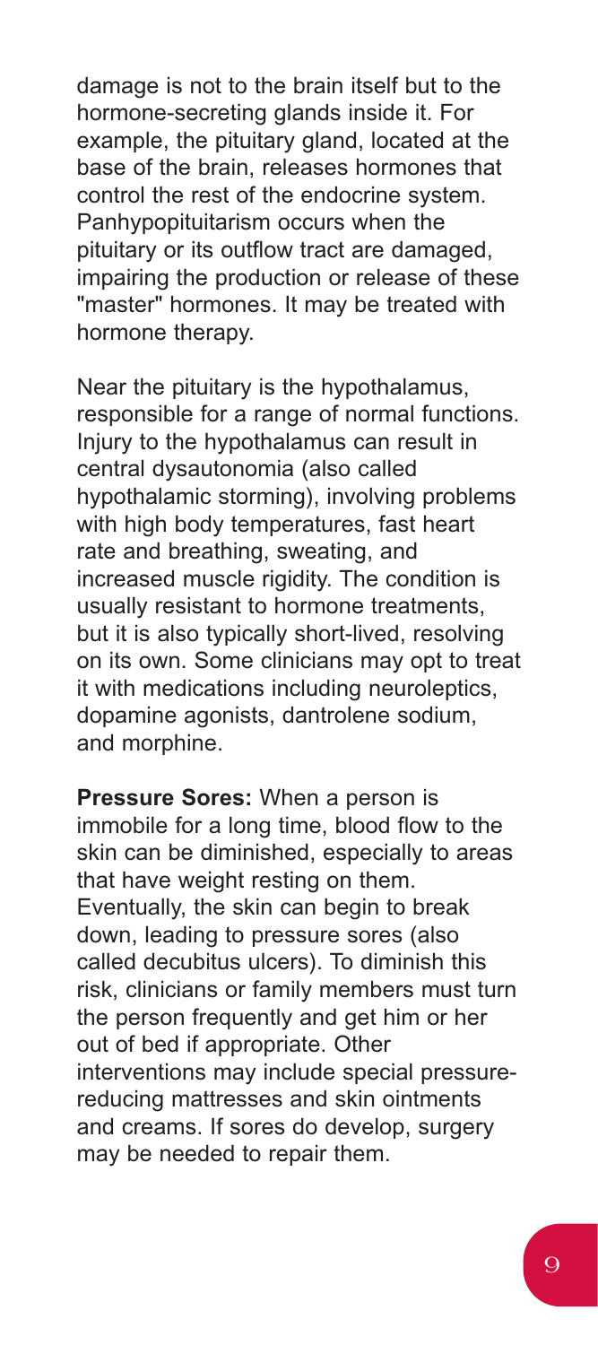damage is not to the brain itself but to the hormone-secreting glands inside it. For example, the pituitary gland, located at the base of the brain, releases hormones that control the rest of the endocrine system. Panhypopituitarism occurs when the pituitary or its outflow tract are damaged, impairing the production or release of these "master" hormones. It may be treated with hormone therapy.

Near the pituitary is the hypothalamus, responsible for a range of normal functions. Injury to the hypothalamus can result in central dysautonomia (also called hypothalamic storming), involving problems with high body temperatures, fast heart rate and breathing, sweating, and increased muscle rigidity. The condition is usually resistant to hormone treatments, but it is also typically short-lived, resolving on its own. Some clinicians may opt to treat it with medications including neuroleptics, dopamine agonists, dantrolene sodium, and morphine.

**Pressure Sores:** When a person is immobile for a long time, blood flow to the skin can be diminished, especially to areas that have weight resting on them. Eventually, the skin can begin to break down, leading to pressure sores (also called decubitus ulcers). To diminish this risk, clinicians or family members must turn the person frequently and get him or her out of bed if appropriate. Other interventions may include special pressure-reducing mattresses and skin ointments and creams. If sores do develop, surgery may be needed to repair them.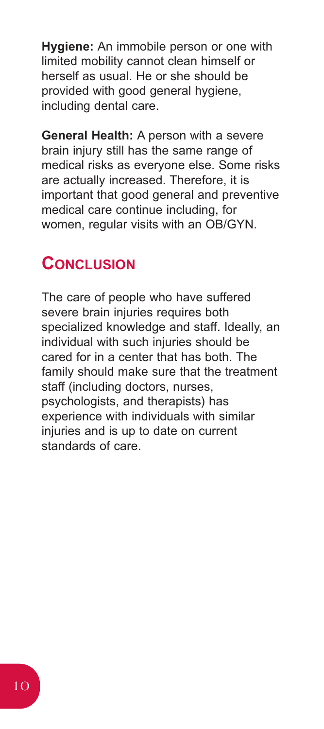**Hygiene:** An immobile person or one with limited mobility cannot clean himself or herself as usual. He or she should be provided with good general hygiene, including dental care.

**General Health:** A person with a severe brain injury still has the same range of medical risks as everyone else. Some risks are actually increased. Therefore, it is important that good general and preventive medical care continue including, for women, regular visits with an OB/GYN.

## Conclusion

The care of people who have suffered severe brain injuries requires both specialized knowledge and staff. Ideally, an individual with such injuries should be cared for in a center that has both. The family should make sure that the treatment staff (including doctors, nurses, psychologists, and therapists) has experience with individuals with similar injuries and is up to date on current standards of care.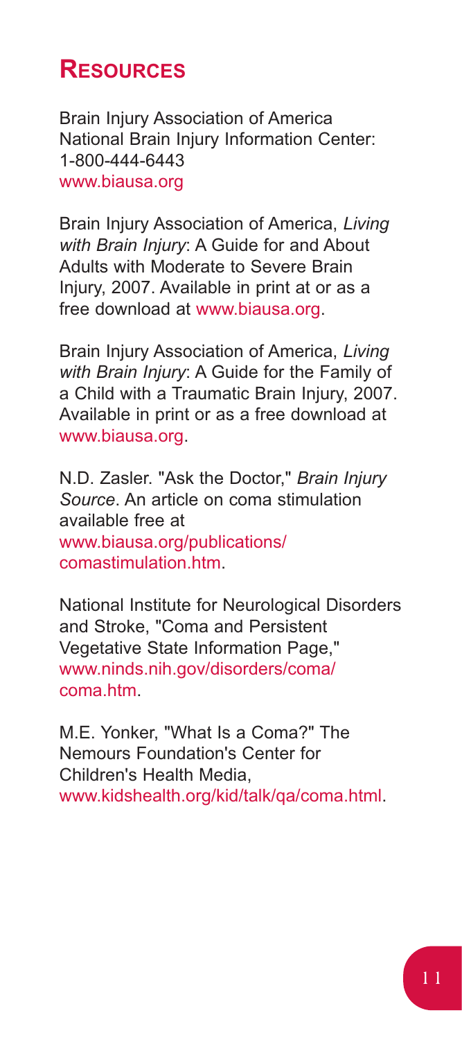## Resources

Brain Injury Association of America
National Brain Injury Information Center:
1-800-444-6443
www.biausa.org

Brain Injury Association of America, *Living with Brain Injury*: A Guide for and About Adults with Moderate to Severe Brain Injury, 2007. Available in print at or as a free download at www.biausa.org.

Brain Injury Association of America, *Living with Brain Injury*: A Guide for the Family of a Child with a Traumatic Brain Injury, 2007. Available in print or as a free download at www.biausa.org.

N.D. Zasler. "Ask the Doctor," *Brain Injury Source*. An article on coma stimulation available free at www.biausa.org/publications/comastimulation.htm.

National Institute for Neurological Disorders and Stroke, "Coma and Persistent Vegetative State Information Page," www.ninds.nih.gov/disorders/coma/coma.htm.

M.E. Yonker, "What Is a Coma?" The Nemours Foundation's Center for Children's Health Media, www.kidshealth.org/kid/talk/qa/coma.html.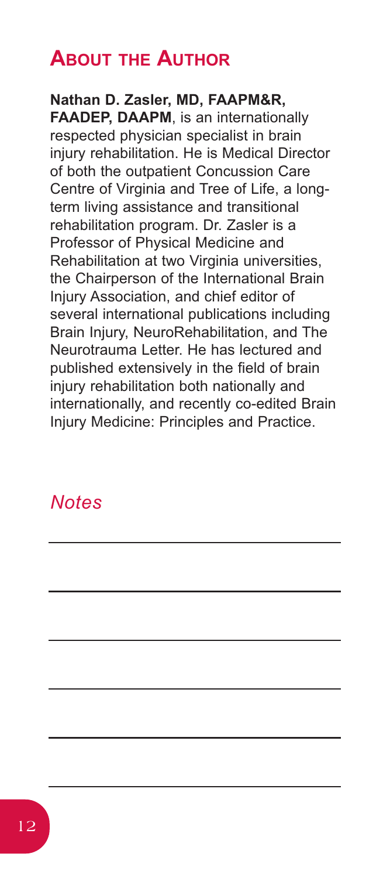## About the Author

**Nathan D. Zasler, MD, FAAPM&R, FAADEP, DAAPM**, is an internationally respected physician specialist in brain injury rehabilitation. He is Medical Director of both the outpatient Concussion Care Centre of Virginia and Tree of Life, a long-term living assistance and transitional rehabilitation program. Dr. Zasler is a Professor of Physical Medicine and Rehabilitation at two Virginia universities, the Chairperson of the International Brain Injury Association, and chief editor of several international publications including Brain Injury, NeuroRehabilitation, and The Neurotrauma Letter. He has lectured and published extensively in the field of brain injury rehabilitation both nationally and internationally, and recently co-edited Brain Injury Medicine: Principles and Practice.

### *Notes*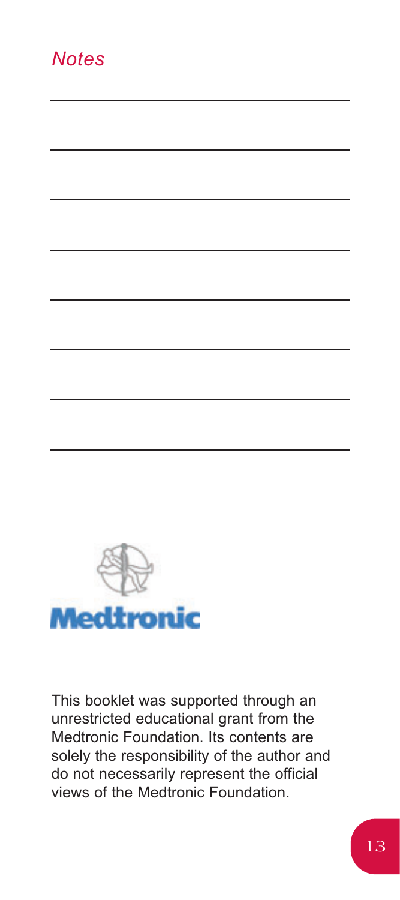*Notes*

Medtronic

This booklet was supported through an unrestricted educational grant from the Medtronic Foundation. Its contents are solely the responsibility of the author and do not necessarily represent the official views of the Medtronic Foundation.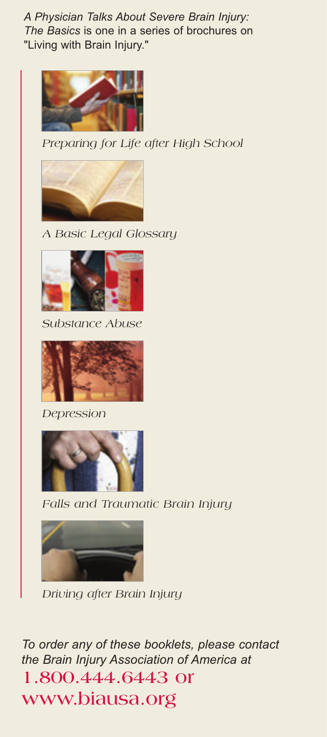*A Physician Talks About Severe Brain Injury: The Basics* is one in a series of brochures on "Living with Brain Injury."

*Preparing for Life after High School*

*A Basic Legal Glossary*

*Substance Abuse*

*Depression*

*Falls and Traumatic Brain Injury*

*Driving after Brain Injury*

*To order any of these booklets, please contact the Brain Injury Association of America at*

1.800.444.6443 or
www.biausa.org